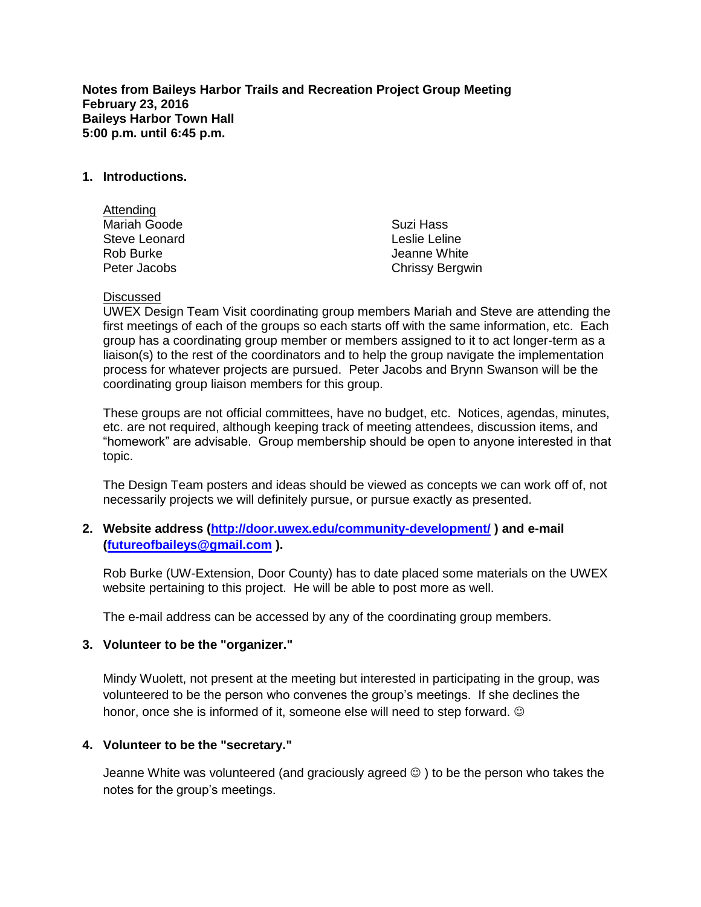**Notes from Baileys Harbor Trails and Recreation Project Group Meeting**
**February 23, 2016**
**Baileys Harbor Town Hall**
**5:00 p.m. until 6:45 p.m.**

## 1. Introductions.

Attending

Mariah Goode
Steve Leonard
Rob Burke
Peter Jacobs
Suzi Hass
Leslie Leline
Jeanne White
Chrissy Bergwin

Discussed

UWEX Design Team Visit coordinating group members Mariah and Steve are attending the first meetings of each of the groups so each starts off with the same information, etc. Each group has a coordinating group member or members assigned to it to act longer-term as a liaison(s) to the rest of the coordinators and to help the group navigate the implementation process for whatever projects are pursued. Peter Jacobs and Brynn Swanson will be the coordinating group liaison members for this group.

These groups are not official committees, have no budget, etc. Notices, agendas, minutes, etc. are not required, although keeping track of meeting attendees, discussion items, and "homework" are advisable. Group membership should be open to anyone interested in that topic.

The Design Team posters and ideas should be viewed as concepts we can work off of, not necessarily projects we will definitely pursue, or pursue exactly as presented.

## 2. Website address (http://door.uwex.edu/community-development/ ) and e-mail (futureofbaileys@gmail.com ).

Rob Burke (UW-Extension, Door County) has to date placed some materials on the UWEX website pertaining to this project. He will be able to post more as well.

The e-mail address can be accessed by any of the coordinating group members.

## 3. Volunteer to be the "organizer."

Mindy Wuolett, not present at the meeting but interested in participating in the group, was volunteered to be the person who convenes the group's meetings. If she declines the honor, once she is informed of it, someone else will need to step forward. ☺

## 4. Volunteer to be the "secretary."

Jeanne White was volunteered (and graciously agreed ☺ ) to be the person who takes the notes for the group's meetings.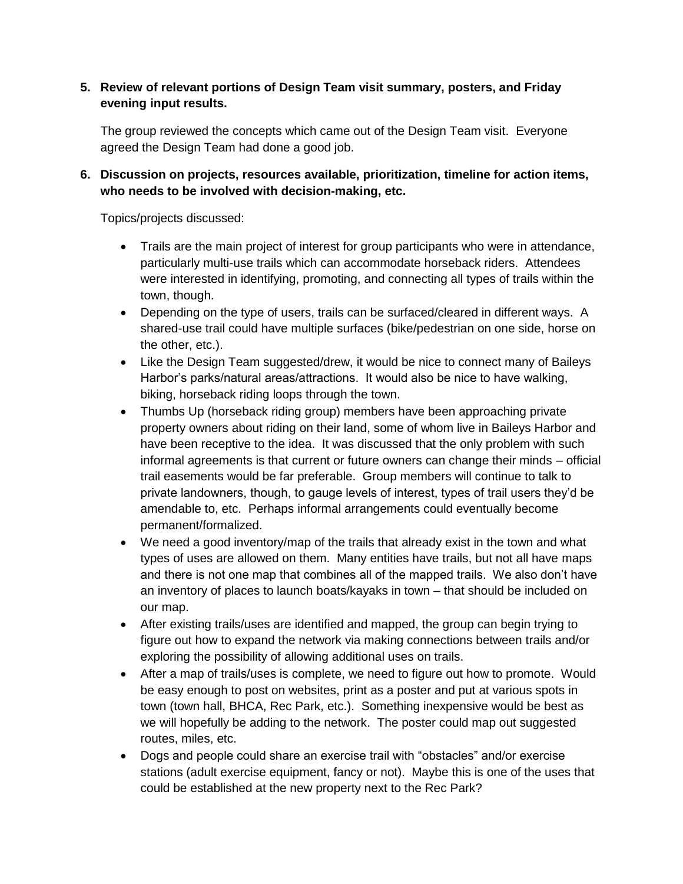**5. Review of relevant portions of Design Team visit summary, posters, and Friday evening input results.**

The group reviewed the concepts which came out of the Design Team visit. Everyone agreed the Design Team had done a good job.

**6. Discussion on projects, resources available, prioritization, timeline for action items, who needs to be involved with decision-making, etc.**

Topics/projects discussed:

- Trails are the main project of interest for group participants who were in attendance, particularly multi-use trails which can accommodate horseback riders. Attendees were interested in identifying, promoting, and connecting all types of trails within the town, though.
- Depending on the type of users, trails can be surfaced/cleared in different ways. A shared-use trail could have multiple surfaces (bike/pedestrian on one side, horse on the other, etc.).
- Like the Design Team suggested/drew, it would be nice to connect many of Baileys Harbor's parks/natural areas/attractions. It would also be nice to have walking, biking, horseback riding loops through the town.
- Thumbs Up (horseback riding group) members have been approaching private property owners about riding on their land, some of whom live in Baileys Harbor and have been receptive to the idea. It was discussed that the only problem with such informal agreements is that current or future owners can change their minds – official trail easements would be far preferable. Group members will continue to talk to private landowners, though, to gauge levels of interest, types of trail users they'd be amendable to, etc. Perhaps informal arrangements could eventually become permanent/formalized.
- We need a good inventory/map of the trails that already exist in the town and what types of uses are allowed on them. Many entities have trails, but not all have maps and there is not one map that combines all of the mapped trails. We also don't have an inventory of places to launch boats/kayaks in town – that should be included on our map.
- After existing trails/uses are identified and mapped, the group can begin trying to figure out how to expand the network via making connections between trails and/or exploring the possibility of allowing additional uses on trails.
- After a map of trails/uses is complete, we need to figure out how to promote. Would be easy enough to post on websites, print as a poster and put at various spots in town (town hall, BHCA, Rec Park, etc.). Something inexpensive would be best as we will hopefully be adding to the network. The poster could map out suggested routes, miles, etc.
- Dogs and people could share an exercise trail with "obstacles" and/or exercise stations (adult exercise equipment, fancy or not). Maybe this is one of the uses that could be established at the new property next to the Rec Park?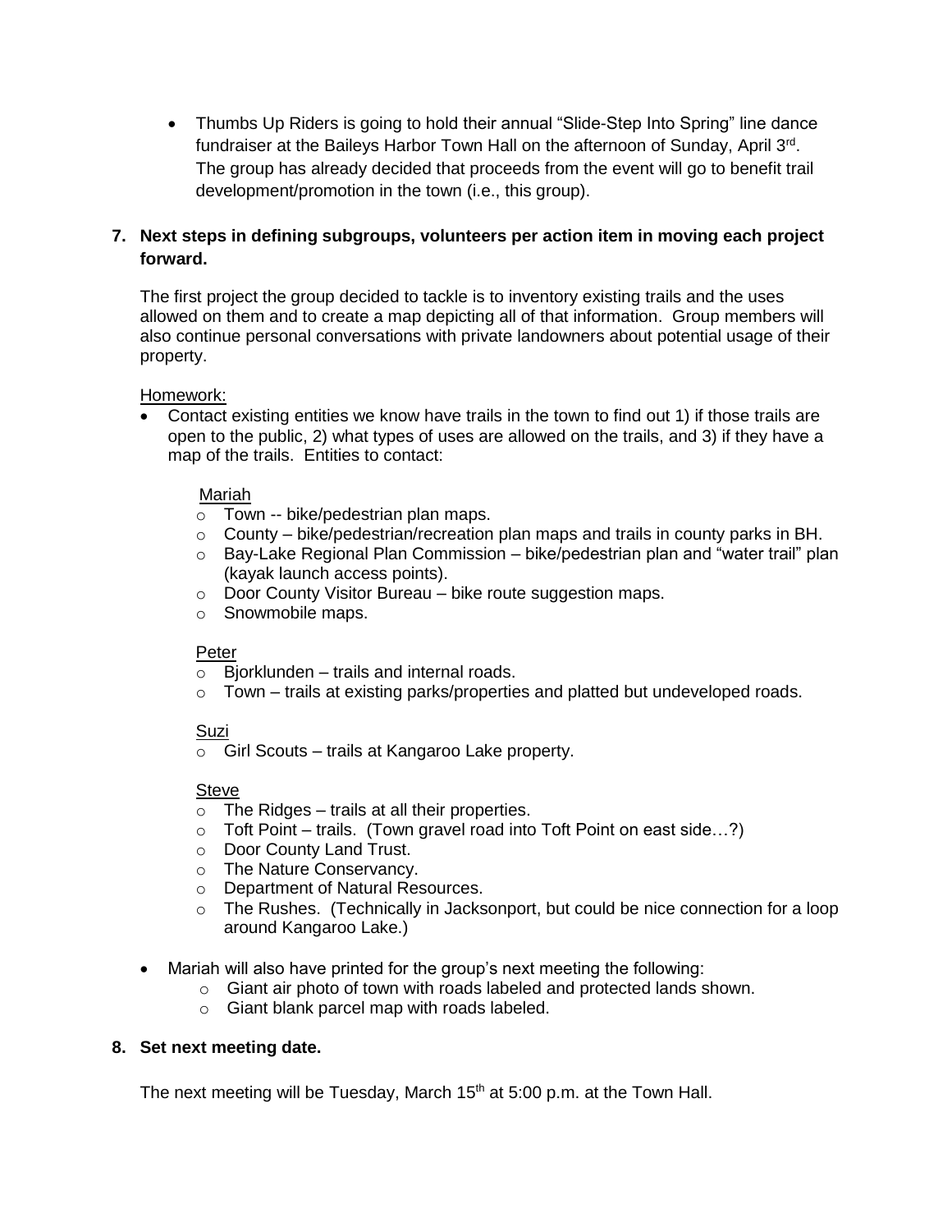- Thumbs Up Riders is going to hold their annual "Slide-Step Into Spring" line dance fundraiser at the Baileys Harbor Town Hall on the afternoon of Sunday, April 3rd. The group has already decided that proceeds from the event will go to benefit trail development/promotion in the town (i.e., this group).

**7. Next steps in defining subgroups, volunteers per action item in moving each project forward.**

The first project the group decided to tackle is to inventory existing trails and the uses allowed on them and to create a map depicting all of that information. Group members will also continue personal conversations with private landowners about potential usage of their property.

<u>Homework:</u>

- Contact existing entities we know have trails in the town to find out 1) if those trails are open to the public, 2) what types of uses are allowed on the trails, and 3) if they have a map of the trails. Entities to contact:

  <u>Mariah</u>
  - Town -- bike/pedestrian plan maps.
  - County – bike/pedestrian/recreation plan maps and trails in county parks in BH.
  - Bay-Lake Regional Plan Commission – bike/pedestrian plan and "water trail" plan (kayak launch access points).
  - Door County Visitor Bureau – bike route suggestion maps.
  - Snowmobile maps.

  <u>Peter</u>
  - Bjorklunden – trails and internal roads.
  - Town – trails at existing parks/properties and platted but undeveloped roads.

  <u>Suzi</u>
  - Girl Scouts – trails at Kangaroo Lake property.

  <u>Steve</u>
  - The Ridges – trails at all their properties.
  - Toft Point – trails. (Town gravel road into Toft Point on east side…?)
  - Door County Land Trust.
  - The Nature Conservancy.
  - Department of Natural Resources.
  - The Rushes. (Technically in Jacksonport, but could be nice connection for a loop around Kangaroo Lake.)

- Mariah will also have printed for the group's next meeting the following:
  - Giant air photo of town with roads labeled and protected lands shown.
  - Giant blank parcel map with roads labeled.

**8. Set next meeting date.**

The next meeting will be Tuesday, March 15th at 5:00 p.m. at the Town Hall.